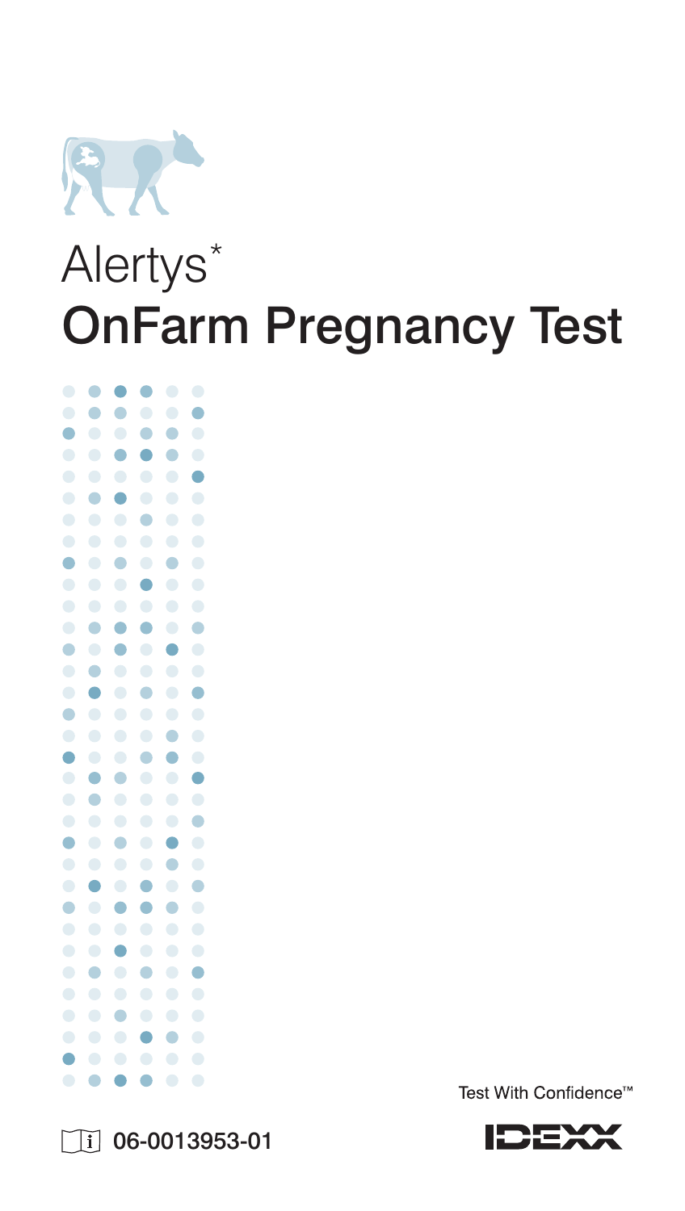# Alertys*

# OnFarm Pregnancy Test

Test With Confidence™

IDEXX

06-0013953-01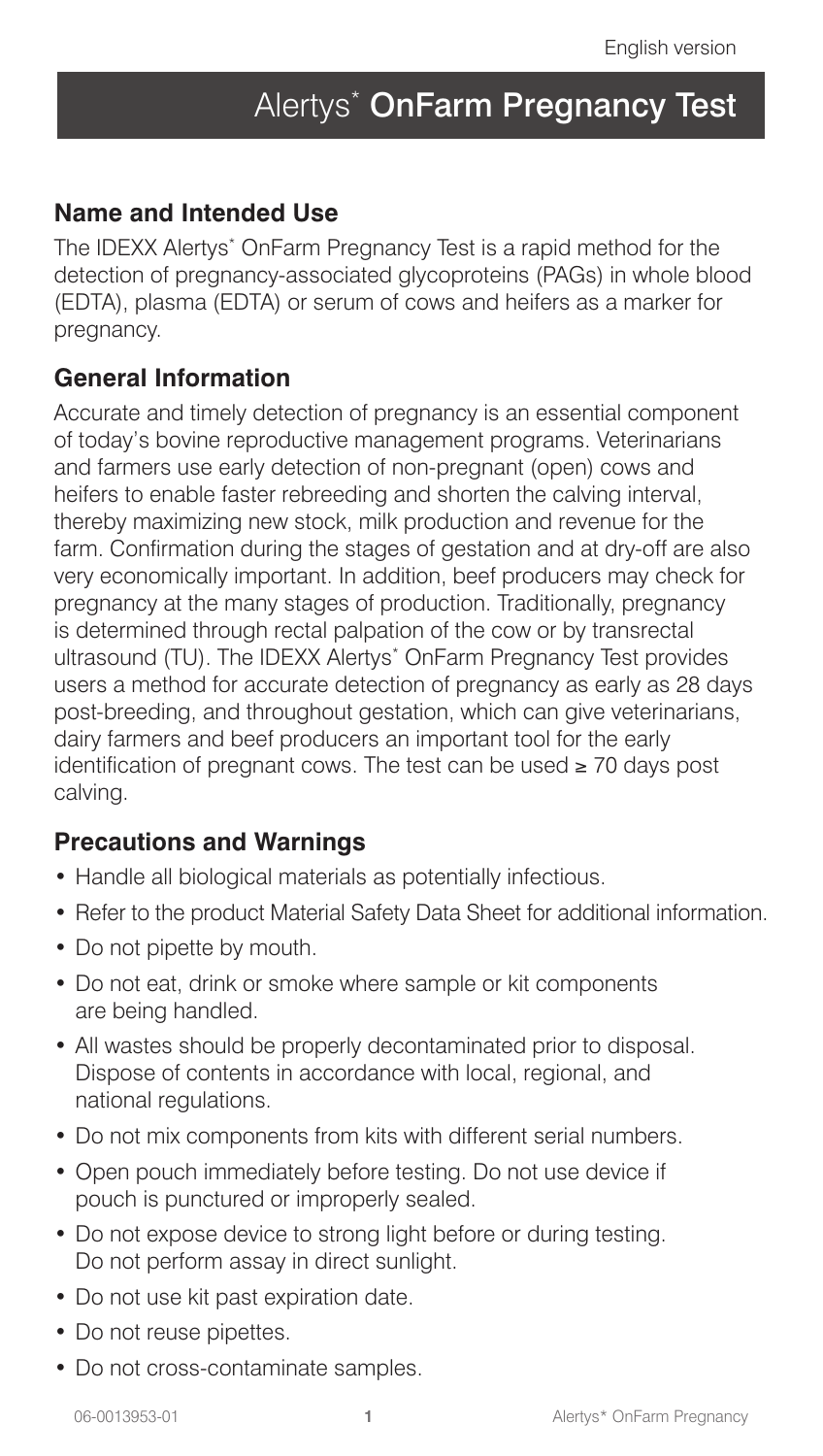# Alertys* OnFarm Pregnancy Test

## Name and Intended Use

The IDEXX Alertys* OnFarm Pregnancy Test is a rapid method for the detection of pregnancy-associated glycoproteins (PAGs) in whole blood (EDTA), plasma (EDTA) or serum of cows and heifers as a marker for pregnancy.

## General Information

Accurate and timely detection of pregnancy is an essential component of today's bovine reproductive management programs. Veterinarians and farmers use early detection of non-pregnant (open) cows and heifers to enable faster rebreeding and shorten the calving interval, thereby maximizing new stock, milk production and revenue for the farm. Confirmation during the stages of gestation and at dry-off are also very economically important. In addition, beef producers may check for pregnancy at the many stages of production. Traditionally, pregnancy is determined through rectal palpation of the cow or by transrectal ultrasound (TU). The IDEXX Alertys* OnFarm Pregnancy Test provides users a method for accurate detection of pregnancy as early as 28 days post-breeding, and throughout gestation, which can give veterinarians, dairy farmers and beef producers an important tool for the early identification of pregnant cows. The test can be used ≥ 70 days post calving.

## Precautions and Warnings

- Handle all biological materials as potentially infectious.
- Refer to the product Material Safety Data Sheet for additional information.
- Do not pipette by mouth.
- Do not eat, drink or smoke where sample or kit components are being handled.
- All wastes should be properly decontaminated prior to disposal. Dispose of contents in accordance with local, regional, and national regulations.
- Do not mix components from kits with different serial numbers.
- Open pouch immediately before testing. Do not use device if pouch is punctured or improperly sealed.
- Do not expose device to strong light before or during testing. Do not perform assay in direct sunlight.
- Do not use kit past expiration date.
- Do not reuse pipettes.
- Do not cross-contaminate samples.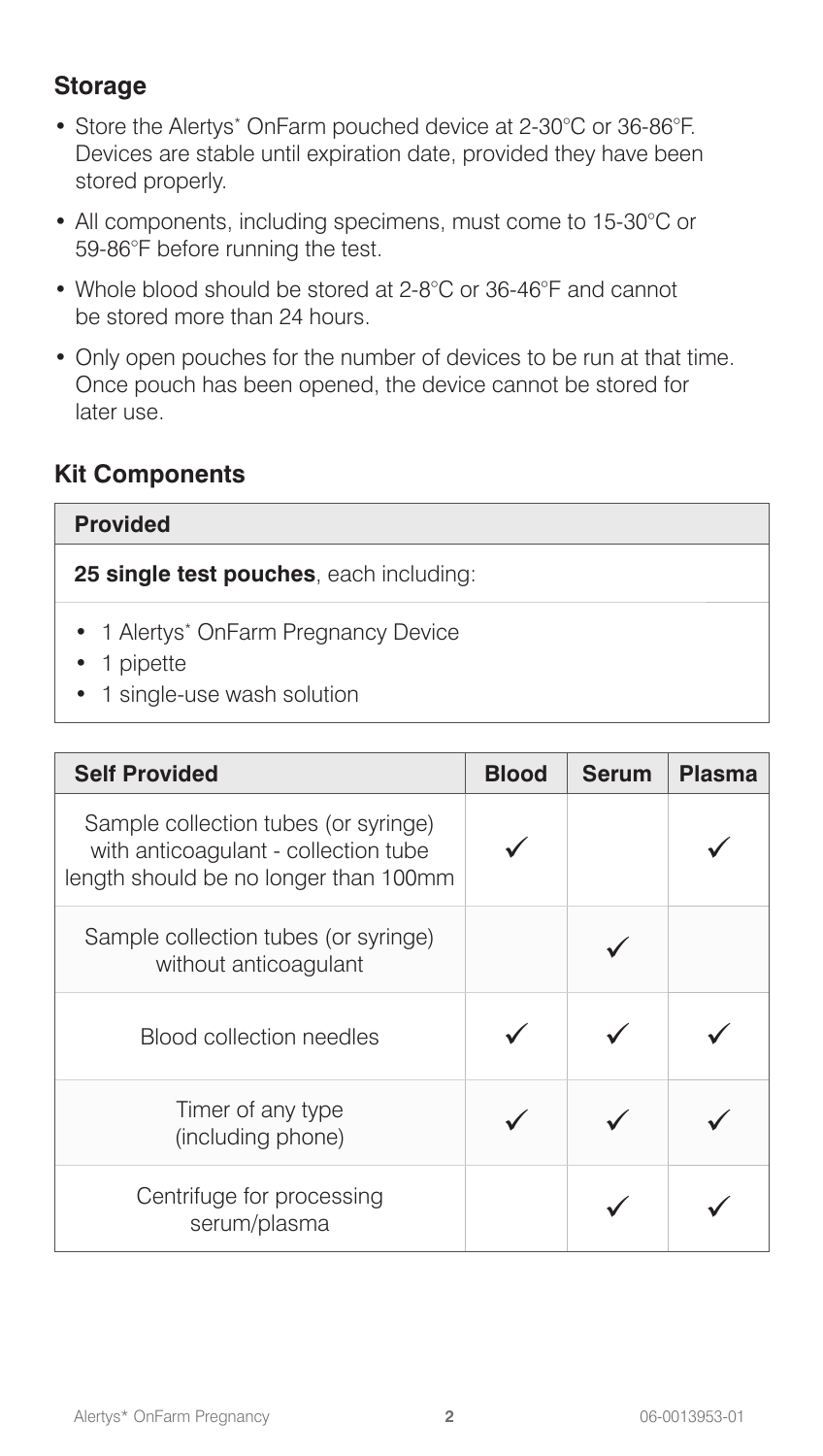## Storage

- Store the Alertys* OnFarm pouched device at 2-30°C or 36-86°F. Devices are stable until expiration date, provided they have been stored properly.
- All components, including specimens, must come to 15-30°C or 59-86°F before running the test.
- Whole blood should be stored at 2-8°C or 36-46°F and cannot be stored more than 24 hours.
- Only open pouches for the number of devices to be run at that time. Once pouch has been opened, the device cannot be stored for later use.

## Kit Components

| Provided |
|---|
| **25 single test pouches**, each including: |
| • 1 Alertys* OnFarm Pregnancy Device<br>• 1 pipette<br>• 1 single-use wash solution |

| Self Provided | Blood | Serum | Plasma |
|---|---|---|---|
| Sample collection tubes (or syringe) with anticoagulant - collection tube length should be no longer than 100mm | ✓ | | ✓ |
| Sample collection tubes (or syringe) without anticoagulant | | ✓ | |
| Blood collection needles | ✓ | ✓ | ✓ |
| Timer of any type (including phone) | ✓ | ✓ | ✓ |
| Centrifuge for processing serum/plasma | | ✓ | ✓ |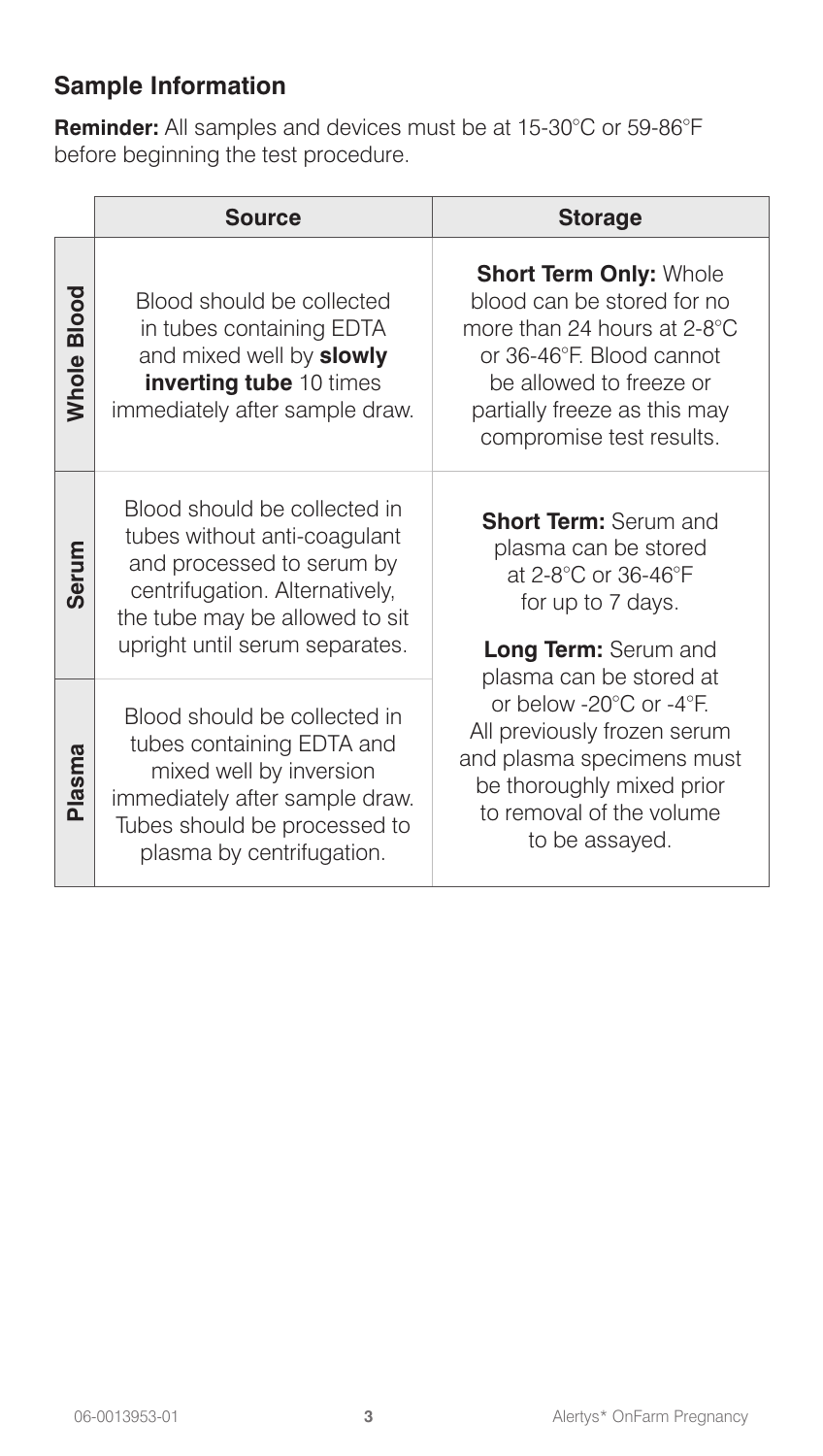## Sample Information

**Reminder:** All samples and devices must be at 15-30°C or 59-86°F before beginning the test procedure.

| | Source | Storage |
|---|---|---|
| **Whole Blood** | Blood should be collected in tubes containing EDTA and mixed well by **slowly inverting tube** 10 times immediately after sample draw. | **Short Term Only:** Whole blood can be stored for no more than 24 hours at 2-8°C or 36-46°F. Blood cannot be allowed to freeze or partially freeze as this may compromise test results. |
| **Serum** | Blood should be collected in tubes without anti-coagulant and processed to serum by centrifugation. Alternatively, the tube may be allowed to sit upright until serum separates. | **Short Term:** Serum and plasma can be stored at 2-8°C or 36-46°F for up to 7 days. **Long Term:** Serum and plasma can be stored at or below -20°C or -4°F. All previously frozen serum and plasma specimens must be thoroughly mixed prior to removal of the volume to be assayed. |
| **Plasma** | Blood should be collected in tubes containing EDTA and mixed well by inversion immediately after sample draw. Tubes should be processed to plasma by centrifugation. | |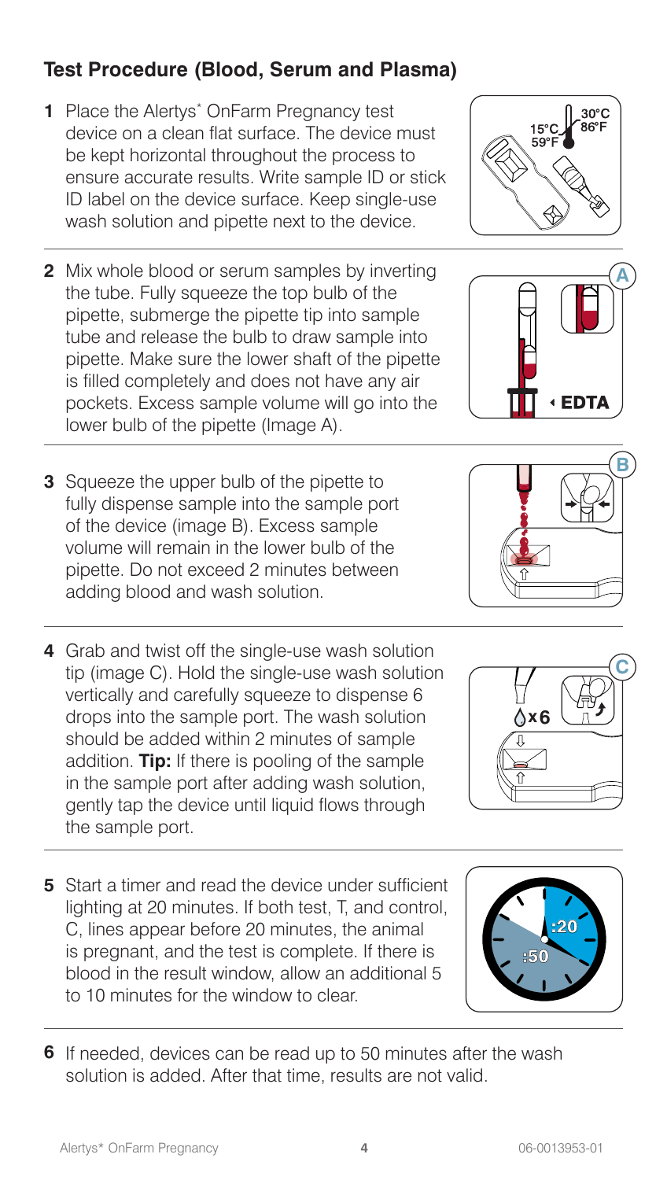## Test Procedure (Blood, Serum and Plasma)

1. Place the Alertys* OnFarm Pregnancy test device on a clean flat surface. The device must be kept horizontal throughout the process to ensure accurate results. Write sample ID or stick ID label on the device surface. Keep single-use wash solution and pipette next to the device.

2. Mix whole blood or serum samples by inverting the tube. Fully squeeze the top bulb of the pipette, submerge the pipette tip into sample tube and release the bulb to draw sample into pipette. Make sure the lower shaft of the pipette is filled completely and does not have any air pockets. Excess sample volume will go into the lower bulb of the pipette (Image A).

3. Squeeze the upper bulb of the pipette to fully dispense sample into the sample port of the device (image B). Excess sample volume will remain in the lower bulb of the pipette. Do not exceed 2 minutes between adding blood and wash solution.

4. Grab and twist off the single-use wash solution tip (image C). Hold the single-use wash solution vertically and carefully squeeze to dispense 6 drops into the sample port. The wash solution should be added within 2 minutes of sample addition. **Tip:** If there is pooling of the sample in the sample port after adding wash solution, gently tap the device until liquid flows through the sample port.

5. Start a timer and read the device under sufficient lighting at 20 minutes. If both test, T, and control, C, lines appear before 20 minutes, the animal is pregnant, and the test is complete. If there is blood in the result window, allow an additional 5 to 10 minutes for the window to clear.

6. If needed, devices can be read up to 50 minutes after the wash solution is added. After that time, results are not valid.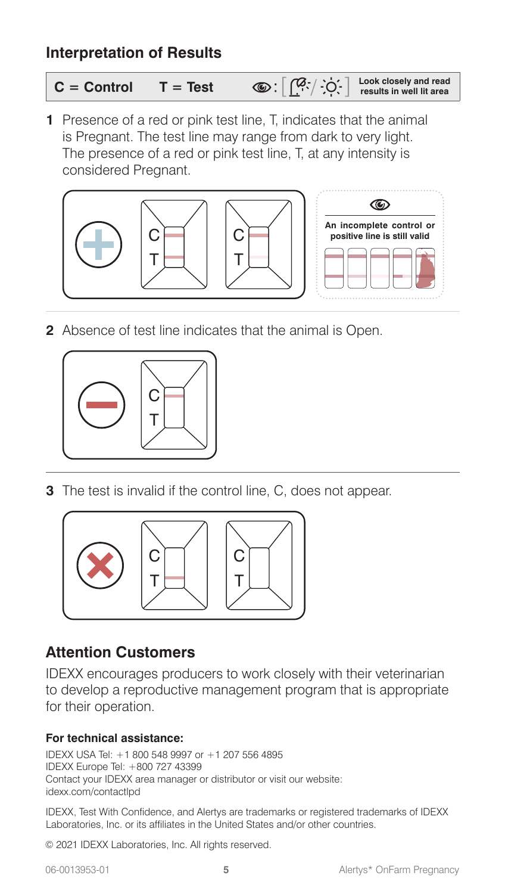## Interpretation of Results

**C = Control** **T = Test** Look closely and read results in well lit area

**1** Presence of a red or pink test line, T, indicates that the animal is Pregnant. The test line may range from dark to very light. The presence of a red or pink test line, T, at any intensity is considered Pregnant.

C T C T

**An incomplete control or positive line is still valid**

**2** Absence of test line indicates that the animal is Open.

C T

**3** The test is invalid if the control line, C, does not appear.

C T C T

## Attention Customers

IDEXX encourages producers to work closely with their veterinarian to develop a reproductive management program that is appropriate for their operation.

**For technical assistance:**

IDEXX USA Tel: +1 800 548 9997 or +1 207 556 4895
IDEXX Europe Tel: +800 727 43399
Contact your IDEXX area manager or distributor or visit our website:
idexx.com/contactlpd

IDEXX, Test With Confidence, and Alertys are trademarks or registered trademarks of IDEXX Laboratories, Inc. or its affiliates in the United States and/or other countries.

© 2021 IDEXX Laboratories, Inc. All rights reserved.

06-0013953-01 Alertys* OnFarm Pregnancy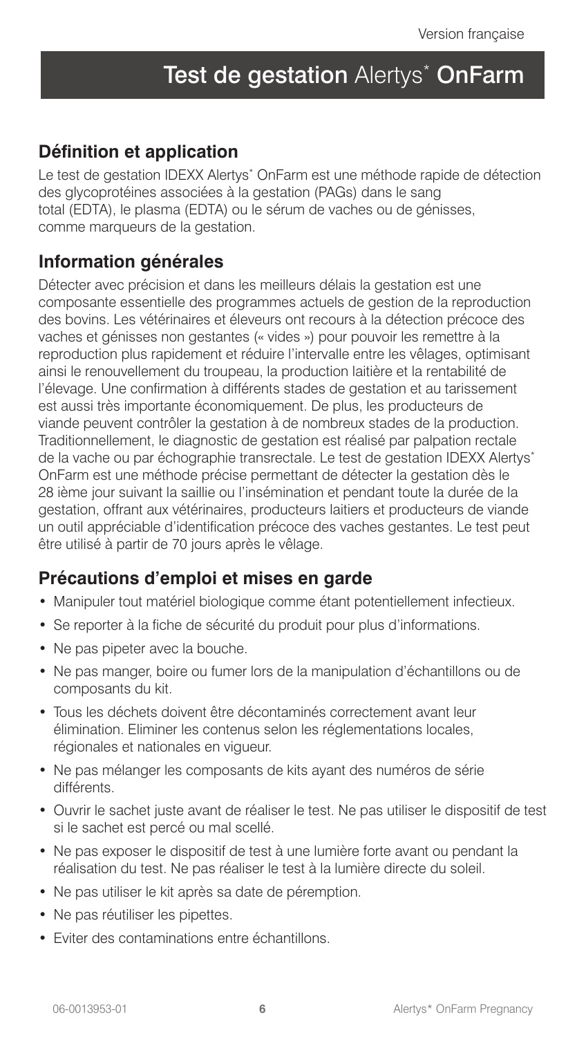Version française

# Test de gestation Alertys* OnFarm

## Définition et application

Le test de gestation IDEXX Alertys* OnFarm est une méthode rapide de détection des glycoprotéines associées à la gestation (PAGs) dans le sang total (EDTA), le plasma (EDTA) ou le sérum de vaches ou de génisses, comme marqueurs de la gestation.

## Information générales

Détecter avec précision et dans les meilleurs délais la gestation est une composante essentielle des programmes actuels de gestion de la reproduction des bovins. Les vétérinaires et éleveurs ont recours à la détection précoce des vaches et génisses non gestantes (« vides ») pour pouvoir les remettre à la reproduction plus rapidement et réduire l'intervalle entre les vêlages, optimisant ainsi le renouvellement du troupeau, la production laitière et la rentabilité de l'élevage. Une confirmation à différents stades de gestation et au tarissement est aussi très importante économiquement. De plus, les producteurs de viande peuvent contrôler la gestation à de nombreux stades de la production. Traditionnellement, le diagnostic de gestation est réalisé par palpation rectale de la vache ou par échographie transrectale. Le test de gestation IDEXX Alertys* OnFarm est une méthode précise permettant de détecter la gestation dès le 28 ième jour suivant la saillie ou l'insémination et pendant toute la durée de la gestation, offrant aux vétérinaires, producteurs laitiers et producteurs de viande un outil appréciable d'identification précoce des vaches gestantes. Le test peut être utilisé à partir de 70 jours après le vêlage.

## Précautions d'emploi et mises en garde

- Manipuler tout matériel biologique comme étant potentiellement infectieux.
- Se reporter à la fiche de sécurité du produit pour plus d'informations.
- Ne pas pipeter avec la bouche.
- Ne pas manger, boire ou fumer lors de la manipulation d'échantillons ou de composants du kit.
- Tous les déchets doivent être décontaminés correctement avant leur élimination. Eliminer les contenus selon les réglementations locales, régionales et nationales en vigueur.
- Ne pas mélanger les composants de kits ayant des numéros de série différents.
- Ouvrir le sachet juste avant de réaliser le test. Ne pas utiliser le dispositif de test si le sachet est percé ou mal scellé.
- Ne pas exposer le dispositif de test à une lumière forte avant ou pendant la réalisation du test. Ne pas réaliser le test à la lumière directe du soleil.
- Ne pas utiliser le kit après sa date de péremption.
- Ne pas réutiliser les pipettes.
- Eviter des contaminations entre échantillons.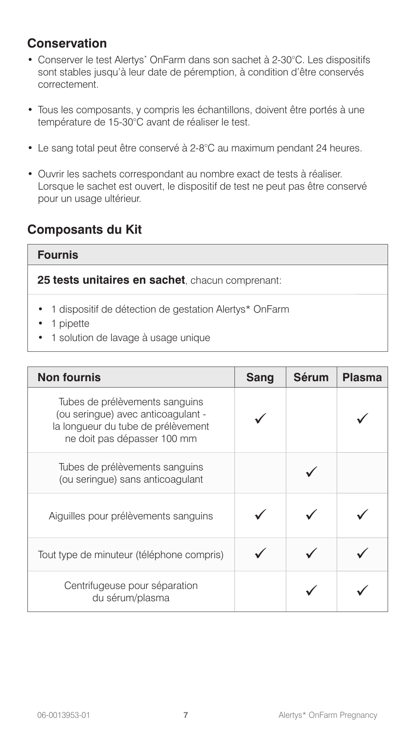## Conservation

- Conserver le test Alertys* OnFarm dans son sachet à 2-30°C. Les dispositifs sont stables jusqu'à leur date de péremption, à condition d'être conservés correctement.
- Tous les composants, y compris les échantillons, doivent être portés à une température de 15-30°C avant de réaliser le test.
- Le sang total peut être conservé à 2-8°C au maximum pendant 24 heures.
- Ouvrir les sachets correspondant au nombre exact de tests à réaliser. Lorsque le sachet est ouvert, le dispositif de test ne peut pas être conservé pour un usage ultérieur.

## Composants du Kit

| Fournis |
|---|
| **25 tests unitaires en sachet**, chacun comprenant: |
| • 1 dispositif de détection de gestation Alertys* OnFarm<br>• 1 pipette<br>• 1 solution de lavage à usage unique |

| Non fournis | Sang | Sérum | Plasma |
|---|---|---|---|
| Tubes de prélèvements sanguins (ou seringue) avec anticoagulant - la longueur du tube de prélèvement ne doit pas dépasser 100 mm | ✓ | | ✓ |
| Tubes de prélèvements sanguins (ou seringue) sans anticoagulant | | ✓ | |
| Aiguilles pour prélèvements sanguins | ✓ | ✓ | ✓ |
| Tout type de minuteur (téléphone compris) | ✓ | ✓ | ✓ |
| Centrifugeuse pour séparation du sérum/plasma | | ✓ | ✓ |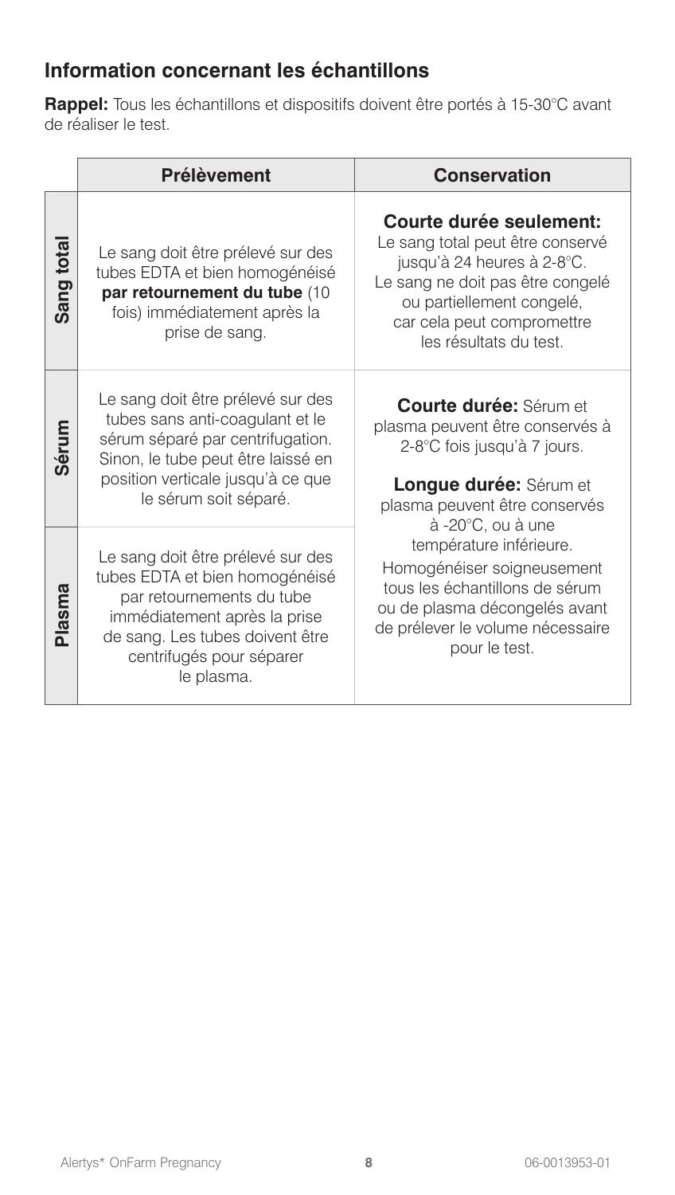## Information concernant les échantillons

**Rappel:** Tous les échantillons et dispositifs doivent être portés à 15-30°C avant de réaliser le test.

| | Prélèvement | Conservation |
|---|---|---|
| **Sang total** | Le sang doit être prélevé sur des tubes EDTA et bien homogénéisé **par retournement du tube** (10 fois) immédiatement après la prise de sang. | **Courte durée seulement:** Le sang total peut être conservé jusqu'à 24 heures à 2-8°C. Le sang ne doit pas être congelé ou partiellement congelé, car cela peut compromettre les résultats du test. |
| **Sérum** | Le sang doit être prélevé sur des tubes sans anti-coagulant et le sérum séparé par centrifugation. Sinon, le tube peut être laissé en position verticale jusqu'à ce que le sérum soit séparé. | **Courte durée:** Sérum et plasma peuvent être conservés à 2-8°C fois jusqu'à 7 jours. **Longue durée:** Sérum et plasma peuvent être conservés à -20°C, ou à une température inférieure. Homogénéiser soigneusement tous les échantillons de sérum ou de plasma décongelés avant de prélever le volume nécessaire pour le test. |
| **Plasma** | Le sang doit être prélevé sur des tubes EDTA et bien homogénéisé par retournements du tube immédiatement après la prise de sang. Les tubes doivent être centrifugés pour séparer le plasma. | |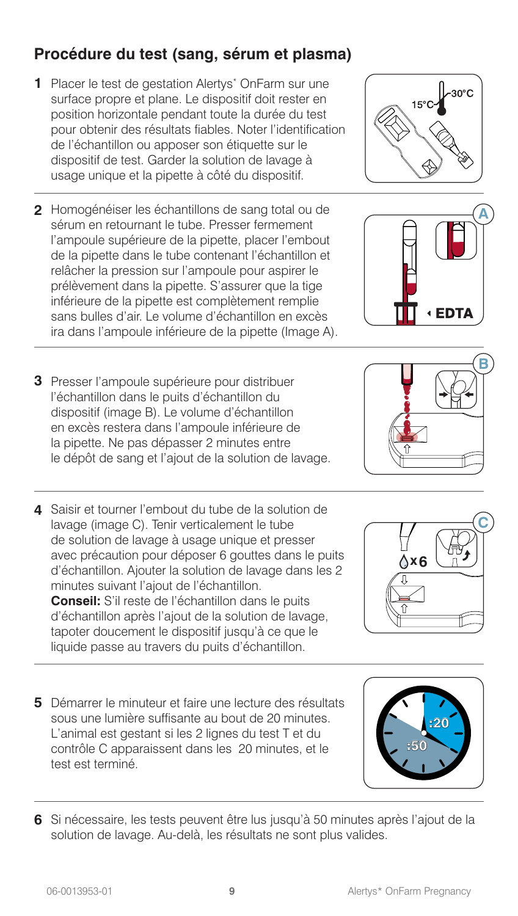## Procédure du test (sang, sérum et plasma)

1. Placer le test de gestation Alertys* OnFarm sur une surface propre et plane. Le dispositif doit rester en position horizontale pendant toute la durée du test pour obtenir des résultats fiables. Noter l'identification de l'échantillon ou apposer son étiquette sur le dispositif de test. Garder la solution de lavage à usage unique et la pipette à côté du dispositif.

2. Homogénéiser les échantillons de sang total ou de sérum en retournant le tube. Presser fermement l'ampoule supérieure de la pipette, placer l'embout de la pipette dans le tube contenant l'échantillon et relâcher la pression sur l'ampoule pour aspirer le prélèvement dans la pipette. S'assurer que la tige inférieure de la pipette est complètement remplie sans bulles d'air. Le volume d'échantillon en excès ira dans l'ampoule inférieure de la pipette (Image A).

3. Presser l'ampoule supérieure pour distribuer l'échantillon dans le puits d'échantillon du dispositif (image B). Le volume d'échantillon en excès restera dans l'ampoule inférieure de la pipette. Ne pas dépasser 2 minutes entre le dépôt de sang et l'ajout de la solution de lavage.

4. Saisir et tourner l'embout du tube de la solution de lavage (image C). Tenir verticalement le tube de solution de lavage à usage unique et presser avec précaution pour déposer 6 gouttes dans le puits d'échantillon. Ajouter la solution de lavage dans les 2 minutes suivant l'ajout de l'échantillon.
   **Conseil:** S'il reste de l'échantillon dans le puits d'échantillon après l'ajout de la solution de lavage, tapoter doucement le dispositif jusqu'à ce que le liquide passe au travers du puits d'échantillon.

5. Démarrer le minuteur et faire une lecture des résultats sous une lumière suffisante au bout de 20 minutes. L'animal est gestant si les 2 lignes du test T et du contrôle C apparaissent dans les 20 minutes, et le test est terminé.

6. Si nécessaire, les tests peuvent être lus jusqu'à 50 minutes après l'ajout de la solution de lavage. Au-delà, les résultats ne sont plus valides.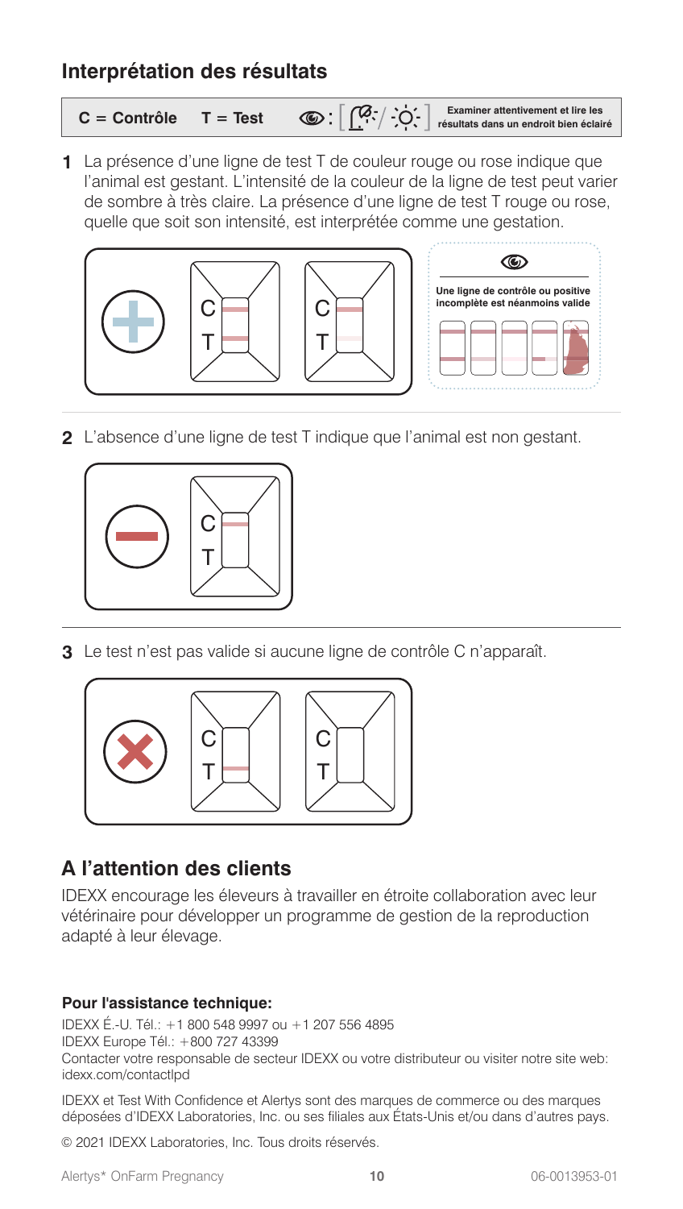## Interprétation des résultats

**C = Contrôle** **T = Test** Examiner attentivement et lire les résultats dans un endroit bien éclairé

1. La présence d'une ligne de test T de couleur rouge ou rose indique que l'animal est gestant. L'intensité de la couleur de la ligne de test peut varier de sombre à très claire. La présence d'une ligne de test T rouge ou rose, quelle que soit son intensité, est interprétée comme une gestation.

   C T C T

   **Une ligne de contrôle ou positive incomplète est néanmoins valide**

2. L'absence d'une ligne de test T indique que l'animal est non gestant.

   C T

3. Le test n'est pas valide si aucune ligne de contrôle C n'apparaît.

   C T C T

## A l'attention des clients

IDEXX encourage les éleveurs à travailler en étroite collaboration avec leur vétérinaire pour développer un programme de gestion de la reproduction adapté à leur élevage.

**Pour l'assistance technique:**

IDEXX É.-U. Tél.: +1 800 548 9997 ou +1 207 556 4895
IDEXX Europe Tél.: +800 727 43399
Contacter votre responsable de secteur IDEXX ou votre distributeur ou visiter notre site web: idexx.com/contactlpd

IDEXX et Test With Confidence et Alertys sont des marques de commerce ou des marques déposées d'IDEXX Laboratories, Inc. ou ses filiales aux États-Unis et/ou dans d'autres pays.

© 2021 IDEXX Laboratories, Inc. Tous droits réservés.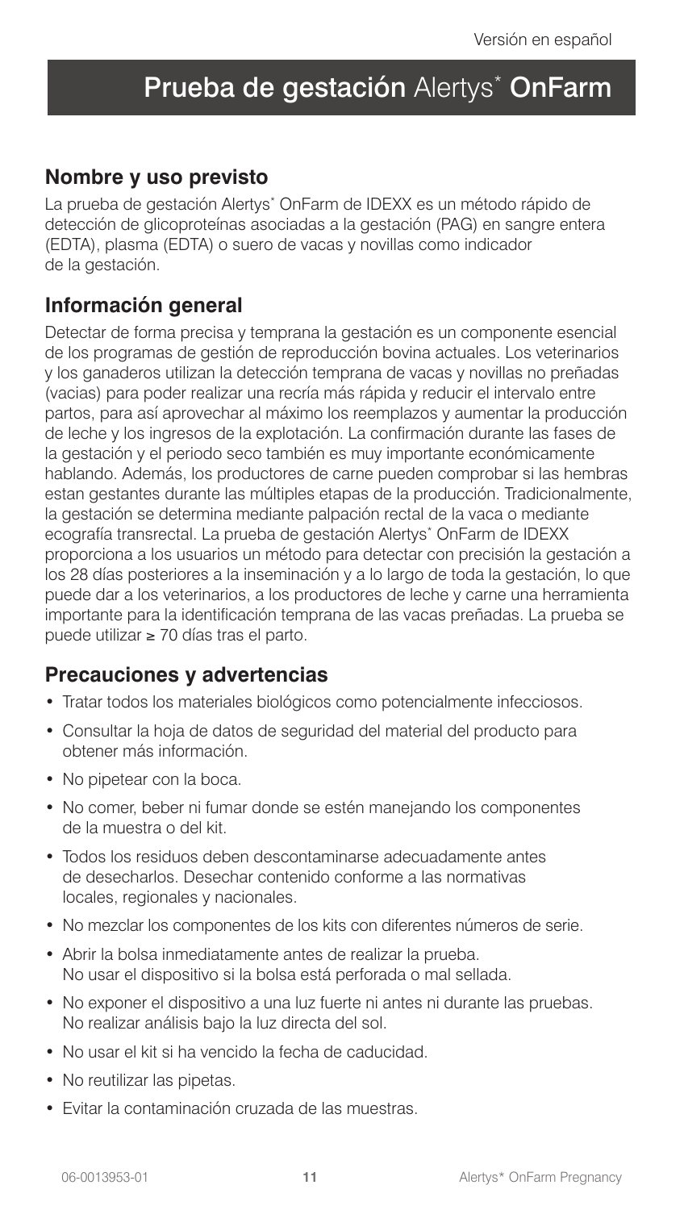# Prueba de gestación Alertys* OnFarm

## Nombre y uso previsto

La prueba de gestación Alertys* OnFarm de IDEXX es un método rápido de detección de glicoproteínas asociadas a la gestación (PAG) en sangre entera (EDTA), plasma (EDTA) o suero de vacas y novillas como indicador de la gestación.

## Información general

Detectar de forma precisa y temprana la gestación es un componente esencial de los programas de gestión de reproducción bovina actuales. Los veterinarios y los ganaderos utilizan la detección temprana de vacas y novillas no preñadas (vacias) para poder realizar una recría más rápida y reducir el intervalo entre partos, para así aprovechar al máximo los reemplazos y aumentar la producción de leche y los ingresos de la explotación. La confirmación durante las fases de la gestación y el periodo seco también es muy importante económicamente hablando. Además, los productores de carne pueden comprobar si las hembras estan gestantes durante las múltiples etapas de la producción. Tradicionalmente, la gestación se determina mediante palpación rectal de la vaca o mediante ecografía transrectal. La prueba de gestación Alertys* OnFarm de IDEXX proporciona a los usuarios un método para detectar con precisión la gestación a los 28 días posteriores a la inseminación y a lo largo de toda la gestación, lo que puede dar a los veterinarios, a los productores de leche y carne una herramienta importante para la identificación temprana de las vacas preñadas. La prueba se puede utilizar ≥ 70 días tras el parto.

## Precauciones y advertencias

- Tratar todos los materiales biológicos como potencialmente infecciosos.
- Consultar la hoja de datos de seguridad del material del producto para obtener más información.
- No pipetear con la boca.
- No comer, beber ni fumar donde se estén manejando los componentes de la muestra o del kit.
- Todos los residuos deben descontaminarse adecuadamente antes de desecharlos. Desechar contenido conforme a las normativas locales, regionales y nacionales.
- No mezclar los componentes de los kits con diferentes números de serie.
- Abrir la bolsa inmediatamente antes de realizar la prueba. No usar el dispositivo si la bolsa está perforada o mal sellada.
- No exponer el dispositivo a una luz fuerte ni antes ni durante las pruebas. No realizar análisis bajo la luz directa del sol.
- No usar el kit si ha vencido la fecha de caducidad.
- No reutilizar las pipetas.
- Evitar la contaminación cruzada de las muestras.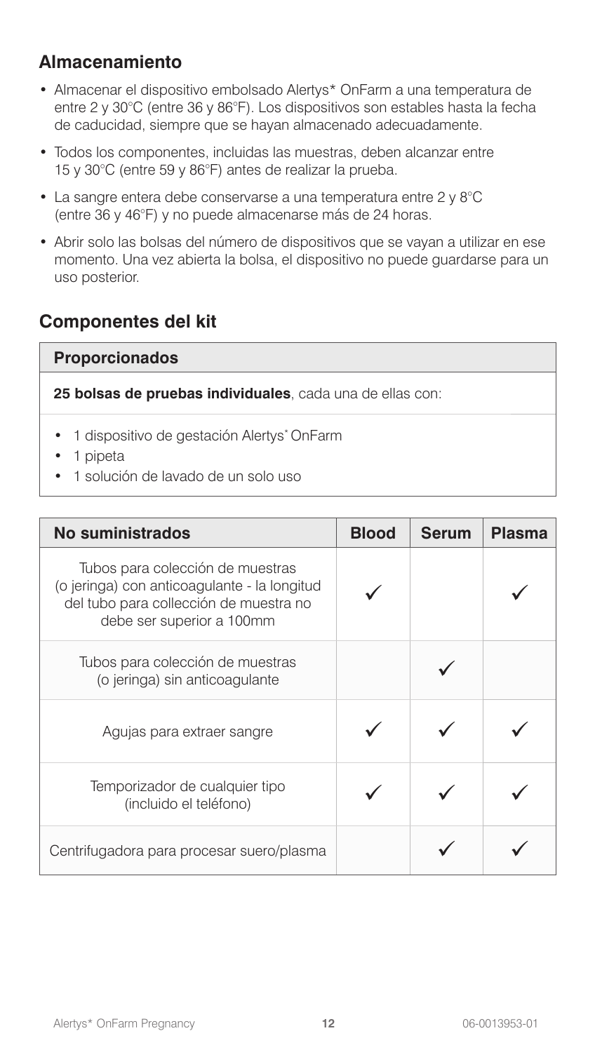## Almacenamiento

- Almacenar el dispositivo embolsado Alertys* OnFarm a una temperatura de entre 2 y 30°C (entre 36 y 86°F). Los dispositivos son estables hasta la fecha de caducidad, siempre que se hayan almacenado adecuadamente.
- Todos los componentes, incluidas las muestras, deben alcanzar entre 15 y 30°C (entre 59 y 86°F) antes de realizar la prueba.
- La sangre entera debe conservarse a una temperatura entre 2 y 8°C (entre 36 y 46°F) y no puede almacenarse más de 24 horas.
- Abrir solo las bolsas del número de dispositivos que se vayan a utilizar en ese momento. Una vez abierta la bolsa, el dispositivo no puede guardarse para un uso posterior.

## Componentes del kit

| Proporcionados |
|---|
| **25 bolsas de pruebas individuales**, cada una de ellas con: |
| • 1 dispositivo de gestación Alertys* OnFarm<br>• 1 pipeta<br>• 1 solución de lavado de un solo uso |

| No suministrados | Blood | Serum | Plasma |
|---|---|---|---|
| Tubos para colección de muestras (o jeringa) con anticoagulante - la longitud del tubo para collección de muestra no debe ser superior a 100mm | ✓ | | ✓ |
| Tubos para colección de muestras (o jeringa) sin anticoagulante | | ✓ | |
| Agujas para extraer sangre | ✓ | ✓ | ✓ |
| Temporizador de cualquier tipo (incluido el teléfono) | ✓ | ✓ | ✓ |
| Centrifugadora para procesar suero/plasma | | ✓ | ✓ |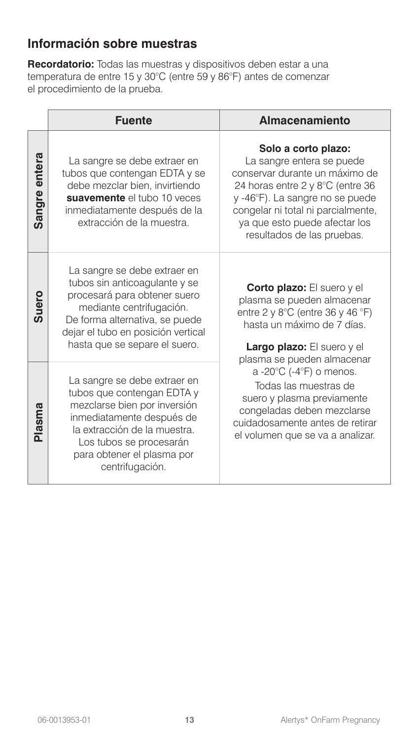## Información sobre muestras

**Recordatorio:** Todas las muestras y dispositivos deben estar a una temperatura de entre 15 y 30°C (entre 59 y 86°F) antes de comenzar el procedimiento de la prueba.

| | Fuente | Almacenamiento |
|---|---|---|
| **Sangre entera** | La sangre se debe extraer en tubos que contengan EDTA y se debe mezclar bien, invirtiendo **suavemente** el tubo 10 veces inmediatamente después de la extracción de la muestra. | **Solo a corto plazo:** La sangre entera se puede conservar durante un máximo de 24 horas entre 2 y 8°C (entre 36 y -46°F). La sangre no se puede congelar ni total ni parcialmente, ya que esto puede afectar los resultados de las pruebas. |
| **Suero** | La sangre se debe extraer en tubos sin anticoagulante y se procesará para obtener suero mediante centrifugación. De forma alternativa, se puede dejar el tubo en posición vertical hasta que se separe el suero. | **Corto plazo:** El suero y el plasma se pueden almacenar entre 2 y 8°C (entre 36 y 46 °F) hasta un máximo de 7 días. **Largo plazo:** El suero y el plasma se pueden almacenar a -20°C (-4°F) o menos. Todas las muestras de suero y plasma previamente congeladas deben mezclarse cuidadosamente antes de retirar el volumen que se va a analizar. |
| **Plasma** | La sangre se debe extraer en tubos que contengan EDTA y mezclarse bien por inversión inmediatamente después de la extracción de la muestra. Los tubos se procesarán para obtener el plasma por centrifugación. | |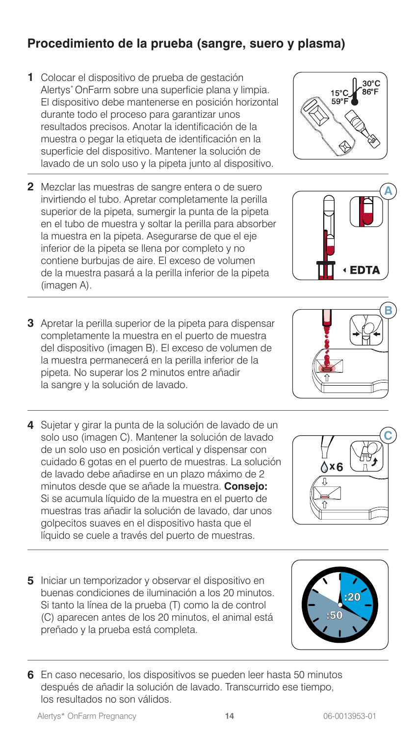## Procedimiento de la prueba (sangre, suero y plasma)

**1** Colocar el dispositivo de prueba de gestación Alertys* OnFarm sobre una superficie plana y limpia. El dispositivo debe mantenerse en posición horizontal durante todo el proceso para garantizar unos resultados precisos. Anotar la identificación de la muestra o pegar la etiqueta de identificación en la superficie del dispositivo. Mantener la solución de lavado de un solo uso y la pipeta junto al dispositivo.

**2** Mezclar las muestras de sangre entera o de suero invirtiendo el tubo. Apretar completamente la perilla superior de la pipeta, sumergir la punta de la pipeta en el tubo de muestra y soltar la perilla para absorber la muestra en la pipeta. Asegurarse de que el eje inferior de la pipeta se llena por completo y no contiene burbujas de aire. El exceso de volumen de la muestra pasará a la perilla inferior de la pipeta (imagen A).

**3** Apretar la perilla superior de la pipeta para dispensar completamente la muestra en el puerto de muestra del dispositivo (imagen B). El exceso de volumen de la muestra permanecerá en la perilla inferior de la pipeta. No superar los 2 minutos entre añadir la sangre y la solución de lavado.

**4** Sujetar y girar la punta de la solución de lavado de un solo uso (imagen C). Mantener la solución de lavado de un solo uso en posición vertical y dispensar con cuidado 6 gotas en el puerto de muestras. La solución de lavado debe añadirse en un plazo máximo de 2 minutos desde que se añade la muestra. **Consejo:** Si se acumula líquido de la muestra en el puerto de muestras tras añadir la solución de lavado, dar unos golpecitos suaves en el dispositivo hasta que el líquido se cuele a través del puerto de muestras.

**5** Iniciar un temporizador y observar el dispositivo en buenas condiciones de iluminación a los 20 minutos. Si tanto la línea de la prueba (T) como la de control (C) aparecen antes de los 20 minutos, el animal está preñado y la prueba está completa.

**6** En caso necesario, los dispositivos se pueden leer hasta 50 minutos después de añadir la solución de lavado. Transcurrido ese tiempo, los resultados no son válidos.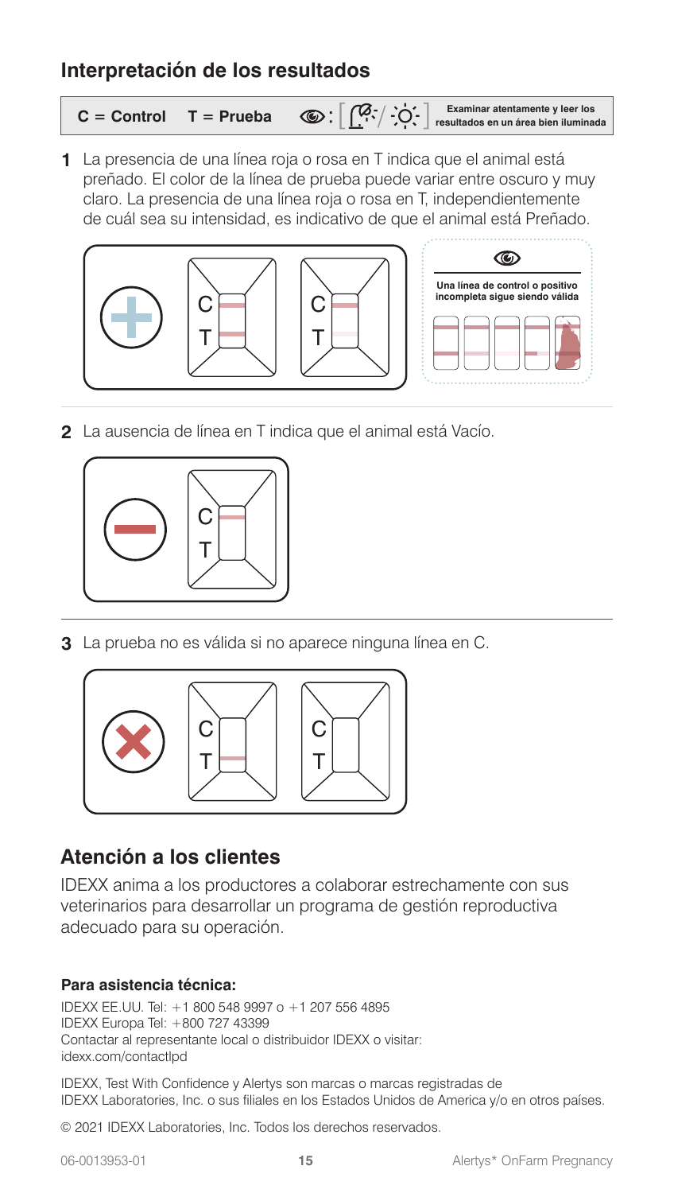## Interpretación de los resultados

**C = Control T = Prueba** : **Examinar atentamente y leer los resultados en un área bien iluminada**

1. La presencia de una línea roja o rosa en T indica que el animal está preñado. El color de la línea de prueba puede variar entre oscuro y muy claro. La presencia de una línea roja o rosa en T, independientemente de cuál sea su intensidad, es indicativo de que el animal está Preñado.

C
T

C
T

**Una línea de control o positivo incompleta sigue siendo válida**

2. La ausencia de línea en T indica que el animal está Vacío.

C
T

3. La prueba no es válida si no aparece ninguna línea en C.

C
T

C
T

## Atención a los clientes

IDEXX anima a los productores a colaborar estrechamente con sus veterinarios para desarrollar un programa de gestión reproductiva adecuado para su operación.

**Para asistencia técnica:**

IDEXX EE.UU. Tel: +1 800 548 9997 o +1 207 556 4895
IDEXX Europa Tel: +800 727 43399
Contactar al representante local o distribuidor IDEXX o visitar:
idexx.com/contactlpd

IDEXX, Test With Confidence y Alertys son marcas o marcas registradas de IDEXX Laboratories, Inc. o sus filiales en los Estados Unidos de America y/o en otros países.

© 2021 IDEXX Laboratories, Inc. Todos los derechos reservados.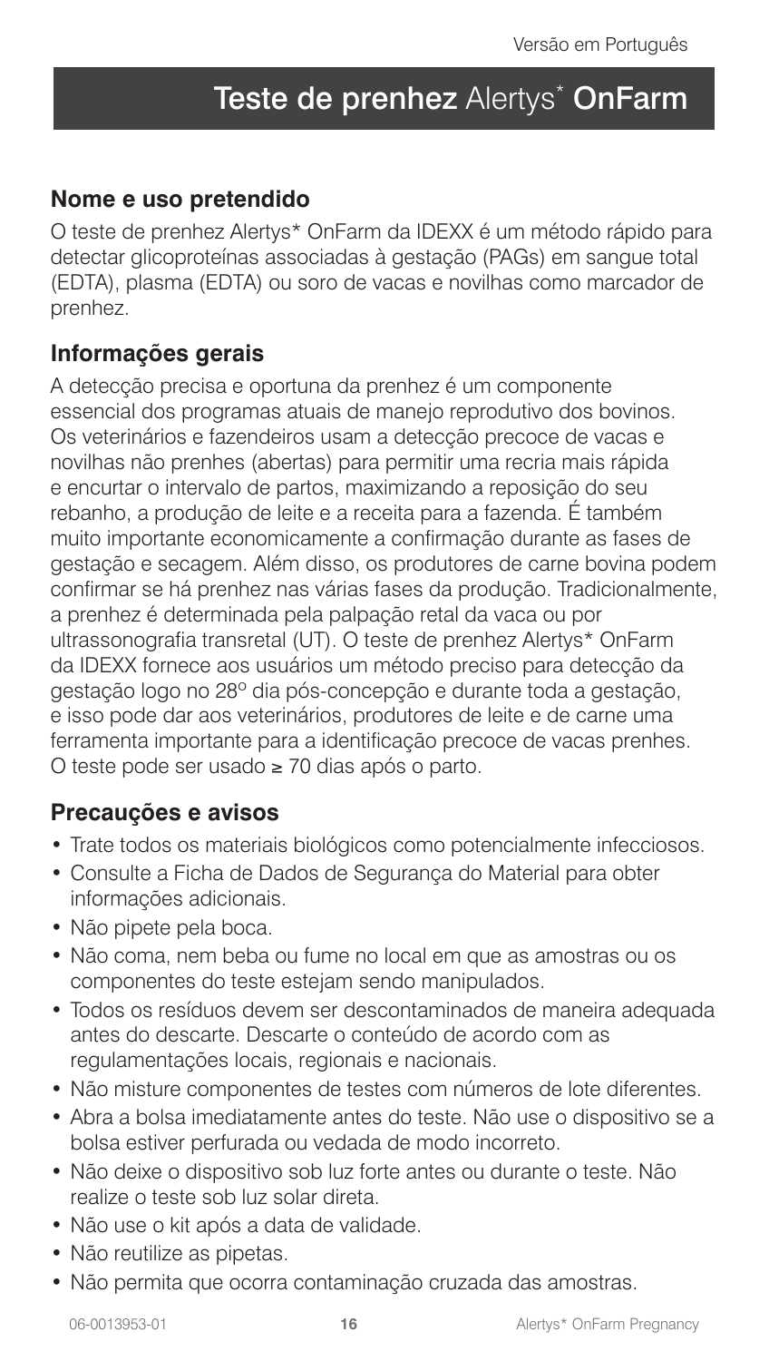# Teste de prenhez Alertys* OnFarm

## Nome e uso pretendido

O teste de prenhez Alertys* OnFarm da IDEXX é um método rápido para detectar glicoproteínas associadas à gestação (PAGs) em sangue total (EDTA), plasma (EDTA) ou soro de vacas e novilhas como marcador de prenhez.

## Informações gerais

A detecção precisa e oportuna da prenhez é um componente essencial dos programas atuais de manejo reprodutivo dos bovinos. Os veterinários e fazendeiros usam a detecção precoce de vacas e novilhas não prenhes (abertas) para permitir uma recria mais rápida e encurtar o intervalo de partos, maximizando a reposição do seu rebanho, a produção de leite e a receita para a fazenda. É também muito importante economicamente a confirmação durante as fases de gestação e secagem. Além disso, os produtores de carne bovina podem confirmar se há prenhez nas várias fases da produção. Tradicionalmente, a prenhez é determinada pela palpação retal da vaca ou por ultrassonografia transretal (UT). O teste de prenhez Alertys* OnFarm da IDEXX fornece aos usuários um método preciso para detecção da gestação logo no 28º dia pós-concepção e durante toda a gestação, e isso pode dar aos veterinários, produtores de leite e de carne uma ferramenta importante para a identificação precoce de vacas prenhes. O teste pode ser usado ≥ 70 dias após o parto.

## Precauções e avisos

- Trate todos os materiais biológicos como potencialmente infecciosos.
- Consulte a Ficha de Dados de Segurança do Material para obter informações adicionais.
- Não pipete pela boca.
- Não coma, nem beba ou fume no local em que as amostras ou os componentes do teste estejam sendo manipulados.
- Todos os resíduos devem ser descontaminados de maneira adequada antes do descarte. Descarte o conteúdo de acordo com as regulamentações locais, regionais e nacionais.
- Não misture componentes de testes com números de lote diferentes.
- Abra a bolsa imediatamente antes do teste. Não use o dispositivo se a bolsa estiver perfurada ou vedada de modo incorreto.
- Não deixe o dispositivo sob luz forte antes ou durante o teste. Não realize o teste sob luz solar direta.
- Não use o kit após a data de validade.
- Não reutilize as pipetas.
- Não permita que ocorra contaminação cruzada das amostras.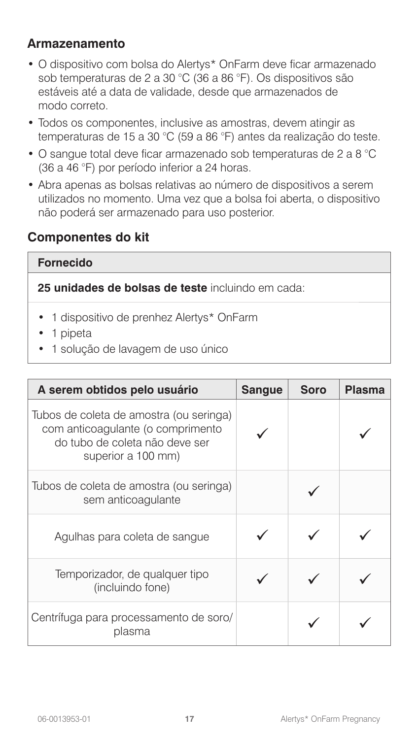## Armazenamento

- O dispositivo com bolsa do Alertys* OnFarm deve ficar armazenado sob temperaturas de 2 a 30 °C (36 a 86 °F). Os dispositivos são estáveis até a data de validade, desde que armazenados de modo correto.
- Todos os componentes, inclusive as amostras, devem atingir as temperaturas de 15 a 30 °C (59 a 86 °F) antes da realização do teste.
- O sangue total deve ficar armazenado sob temperaturas de 2 a 8 °C (36 a 46 °F) por período inferior a 24 horas.
- Abra apenas as bolsas relativas ao número de dispositivos a serem utilizados no momento. Uma vez que a bolsa foi aberta, o dispositivo não poderá ser armazenado para uso posterior.

## Componentes do kit

| Fornecido |
|---|
| **25 unidades de bolsas de teste** incluindo em cada: |
| • 1 dispositivo de prenhez Alertys* OnFarm<br>• 1 pipeta<br>• 1 solução de lavagem de uso único |

| A serem obtidos pelo usuário | Sangue | Soro | Plasma |
|---|---|---|---|
| Tubos de coleta de amostra (ou seringa) com anticoagulante (o comprimento do tubo de coleta não deve ser superior a 100 mm) | ✓ | | ✓ |
| Tubos de coleta de amostra (ou seringa) sem anticoagulante | | ✓ | |
| Agulhas para coleta de sangue | ✓ | ✓ | ✓ |
| Temporizador, de qualquer tipo (incluindo fone) | ✓ | ✓ | ✓ |
| Centrífuga para processamento de soro/ plasma | | ✓ | ✓ |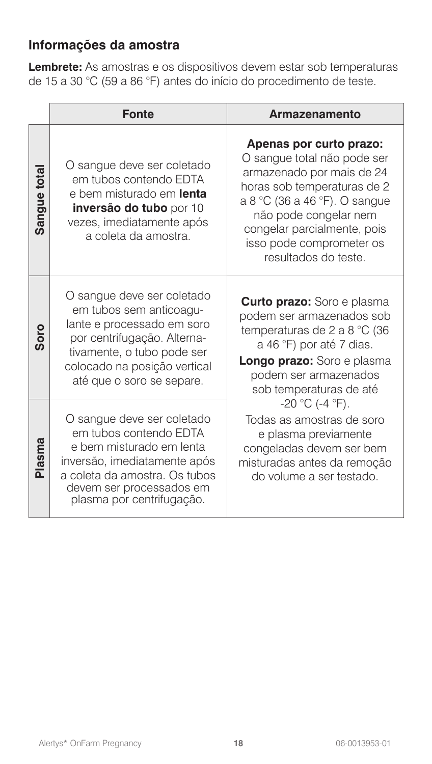## Informações da amostra

**Lembrete:** As amostras e os dispositivos devem estar sob temperaturas de 15 a 30 °C (59 a 86 °F) antes do início do procedimento de teste.

| | Fonte | Armazenamento |
|---|---|---|
| **Sangue total** | O sangue deve ser coletado em tubos contendo EDTA e bem misturado em **lenta inversão do tubo** por 10 vezes, imediatamente após a coleta da amostra. | **Apenas por curto prazo:** O sangue total não pode ser armazenado por mais de 24 horas sob temperaturas de 2 a 8 °C (36 a 46 °F). O sangue não pode congelar nem congelar parcialmente, pois isso pode comprometer os resultados do teste. |
| **Soro** | O sangue deve ser coletado em tubos sem anticoagulante e processado em soro por centrifugação. Alternativamente, o tubo pode ser colocado na posição vertical até que o soro se separe. | **Curto prazo:** Soro e plasma podem ser armazenados sob temperaturas de 2 a 8 °C (36 a 46 °F) por até 7 dias. **Longo prazo:** Soro e plasma podem ser armazenados sob temperaturas de até -20 °C (-4 °F). Todas as amostras de soro e plasma previamente congeladas devem ser bem misturadas antes da remoção do volume a ser testado. |
| **Plasma** | O sangue deve ser coletado em tubos contendo EDTA e bem misturado em lenta inversão, imediatamente após a coleta da amostra. Os tubos devem ser processados em plasma por centrifugação. | |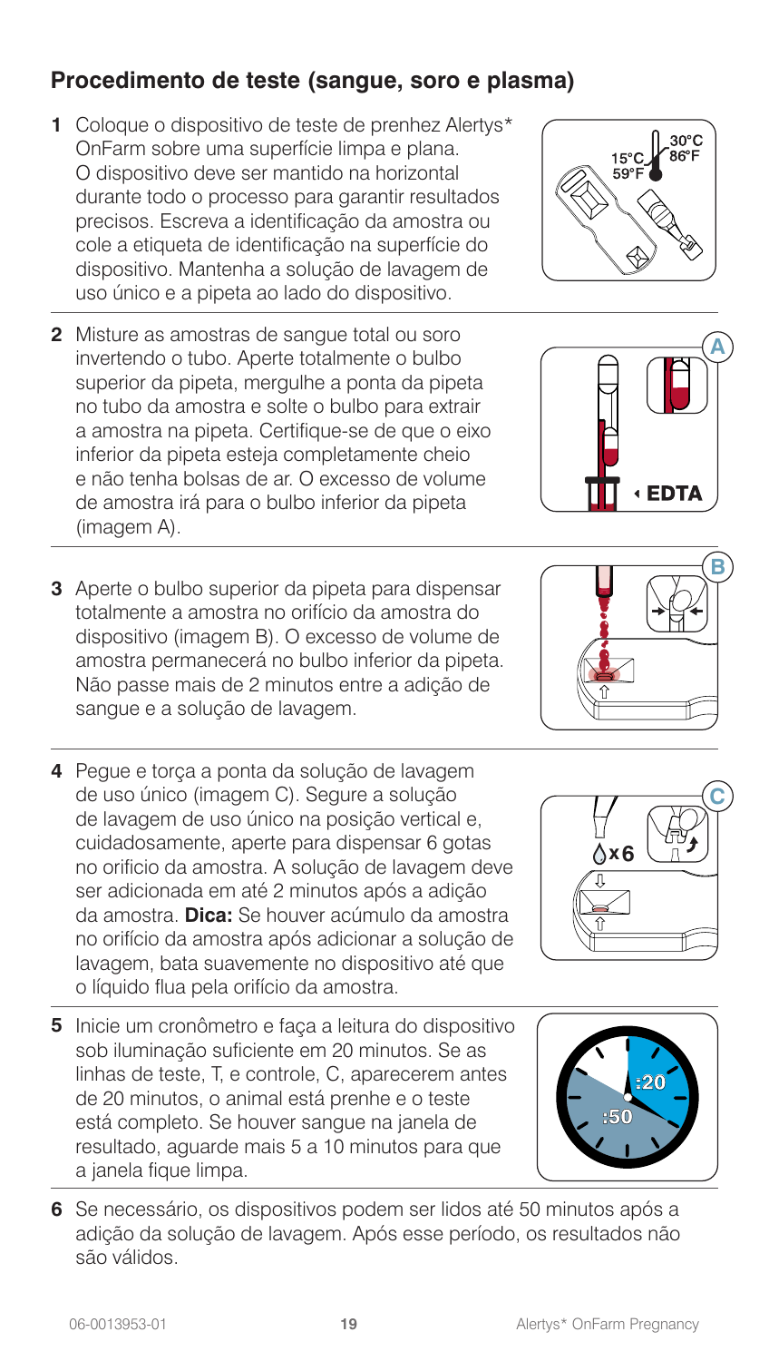## Procedimento de teste (sangue, soro e plasma)

1. Coloque o dispositivo de teste de prenhez Alertys* OnFarm sobre uma superfície limpa e plana. O dispositivo deve ser mantido na horizontal durante todo o processo para garantir resultados precisos. Escreva a identificação da amostra ou cole a etiqueta de identificação na superfície do dispositivo. Mantenha a solução de lavagem de uso único e a pipeta ao lado do dispositivo.

2. Misture as amostras de sangue total ou soro invertendo o tubo. Aperte totalmente o bulbo superior da pipeta, mergulhe a ponta da pipeta no tubo da amostra e solte o bulbo para extrair a amostra na pipeta. Certifique-se de que o eixo inferior da pipeta esteja completamente cheio e não tenha bolsas de ar. O excesso de volume de amostra irá para o bulbo inferior da pipeta (imagem A).

3. Aperte o bulbo superior da pipeta para dispensar totalmente a amostra no orifício da amostra do dispositivo (imagem B). O excesso de volume de amostra permanecerá no bulbo inferior da pipeta. Não passe mais de 2 minutos entre a adição de sangue e a solução de lavagem.

4. Pegue e torça a ponta da solução de lavagem de uso único (imagem C). Segure a solução de lavagem de uso único na posição vertical e, cuidadosamente, aperte para dispensar 6 gotas no orifício da amostra. A solução de lavagem deve ser adicionada em até 2 minutos após a adição da amostra. **Dica:** Se houver acúmulo da amostra no orifício da amostra após adicionar a solução de lavagem, bata suavemente no dispositivo até que o líquido flua pela orifício da amostra.

5. Inicie um cronômetro e faça a leitura do dispositivo sob iluminação suficiente em 20 minutos. Se as linhas de teste, T, e controle, C, aparecerem antes de 20 minutos, o animal está prenhe e o teste está completo. Se houver sangue na janela de resultado, aguarde mais 5 a 10 minutos para que a janela fique limpa.

6. Se necessário, os dispositivos podem ser lidos até 50 minutos após a adição da solução de lavagem. Após esse período, os resultados não são válidos.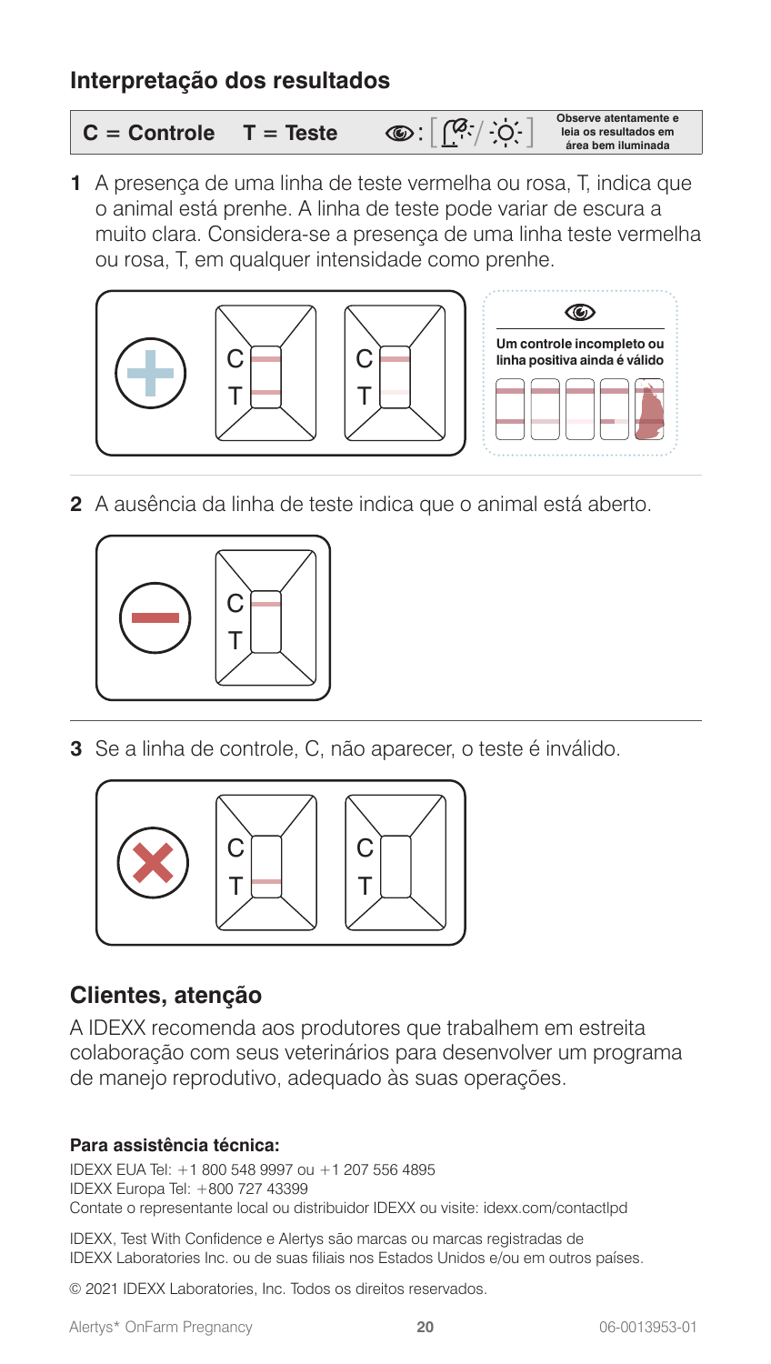## Interpretação dos resultados

**C = Controle T = Teste** — **Observe atentamente e leia os resultados em área bem iluminada**

**1** A presença de uma linha de teste vermelha ou rosa, T, indica que o animal está prenhe. A linha de teste pode variar de escura a muito clara. Considera-se a presença de uma linha teste vermelha ou rosa, T, em qualquer intensidade como prenhe.

C
T

C
T

**Um controle incompleto ou linha positiva ainda é válido**

**2** A ausência da linha de teste indica que o animal está aberto.

C
T

**3** Se a linha de controle, C, não aparecer, o teste é inválido.

C
T

C
T

## Clientes, atenção

A IDEXX recomenda aos produtores que trabalhem em estreita colaboração com seus veterinários para desenvolver um programa de manejo reprodutivo, adequado às suas operações.

**Para assistência técnica:**

IDEXX EUA Tel: +1 800 548 9997 ou +1 207 556 4895
IDEXX Europa Tel: +800 727 43399
Contate o representante local ou distribuidor IDEXX ou visite: idexx.com/contactlpd

IDEXX, Test With Confidence e Alertys são marcas ou marcas registradas de IDEXX Laboratories Inc. ou de suas filiais nos Estados Unidos e/ou em outros países.

© 2021 IDEXX Laboratories, Inc. Todos os direitos reservados.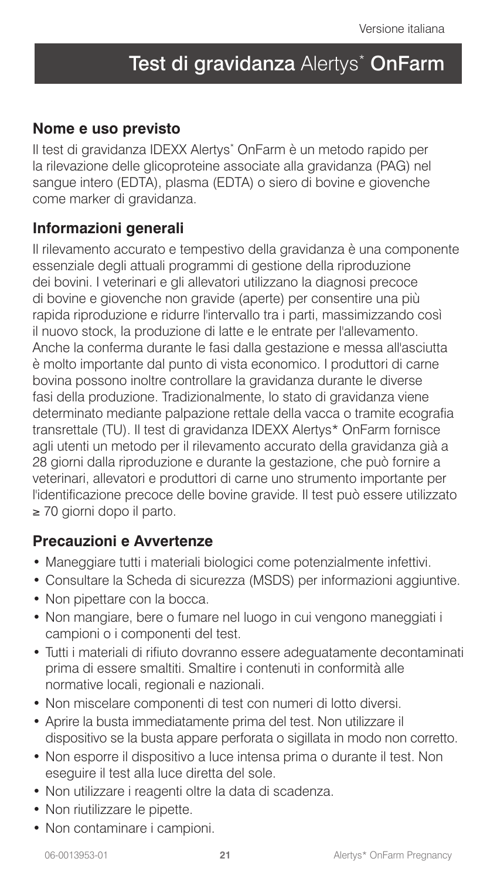Versione italiana

# Test di gravidanza Alertys* OnFarm

## Nome e uso previsto

Il test di gravidanza IDEXX Alertys* OnFarm è un metodo rapido per la rilevazione delle glicoproteine associate alla gravidanza (PAG) nel sangue intero (EDTA), plasma (EDTA) o siero di bovine e giovenche come marker di gravidanza.

## Informazioni generali

Il rilevamento accurato e tempestivo della gravidanza è una componente essenziale degli attuali programmi di gestione della riproduzione dei bovini. I veterinari e gli allevatori utilizzano la diagnosi precoce di bovine e giovenche non gravide (aperte) per consentire una più rapida riproduzione e ridurre l'intervallo tra i parti, massimizzando così il nuovo stock, la produzione di latte e le entrate per l'allevamento. Anche la conferma durante le fasi dalla gestazione e messa all'asciutta è molto importante dal punto di vista economico. I produttori di carne bovina possono inoltre controllare la gravidanza durante le diverse fasi della produzione. Tradizionalmente, lo stato di gravidanza viene determinato mediante palpazione rettale della vacca o tramite ecografia transrettale (TU). Il test di gravidanza IDEXX Alertys* OnFarm fornisce agli utenti un metodo per il rilevamento accurato della gravidanza già a 28 giorni dalla riproduzione e durante la gestazione, che può fornire a veterinari, allevatori e produttori di carne uno strumento importante per l'identificazione precoce delle bovine gravide. Il test può essere utilizzato ≥ 70 giorni dopo il parto.

## Precauzioni e Avvertenze

- Maneggiare tutti i materiali biologici come potenzialmente infettivi.
- Consultare la Scheda di sicurezza (MSDS) per informazioni aggiuntive.
- Non pipettare con la bocca.
- Non mangiare, bere o fumare nel luogo in cui vengono maneggiati i campioni o i componenti del test.
- Tutti i materiali di rifiuto dovranno essere adeguatamente decontaminati prima di essere smaltiti. Smaltire i contenuti in conformità alle normative locali, regionali e nazionali.
- Non miscelare componenti di test con numeri di lotto diversi.
- Aprire la busta immediatamente prima del test. Non utilizzare il dispositivo se la busta appare perforata o sigillata in modo non corretto.
- Non esporre il dispositivo a luce intensa prima o durante il test. Non eseguire il test alla luce diretta del sole.
- Non utilizzare i reagenti oltre la data di scadenza.
- Non riutilizzare le pipette.
- Non contaminare i campioni.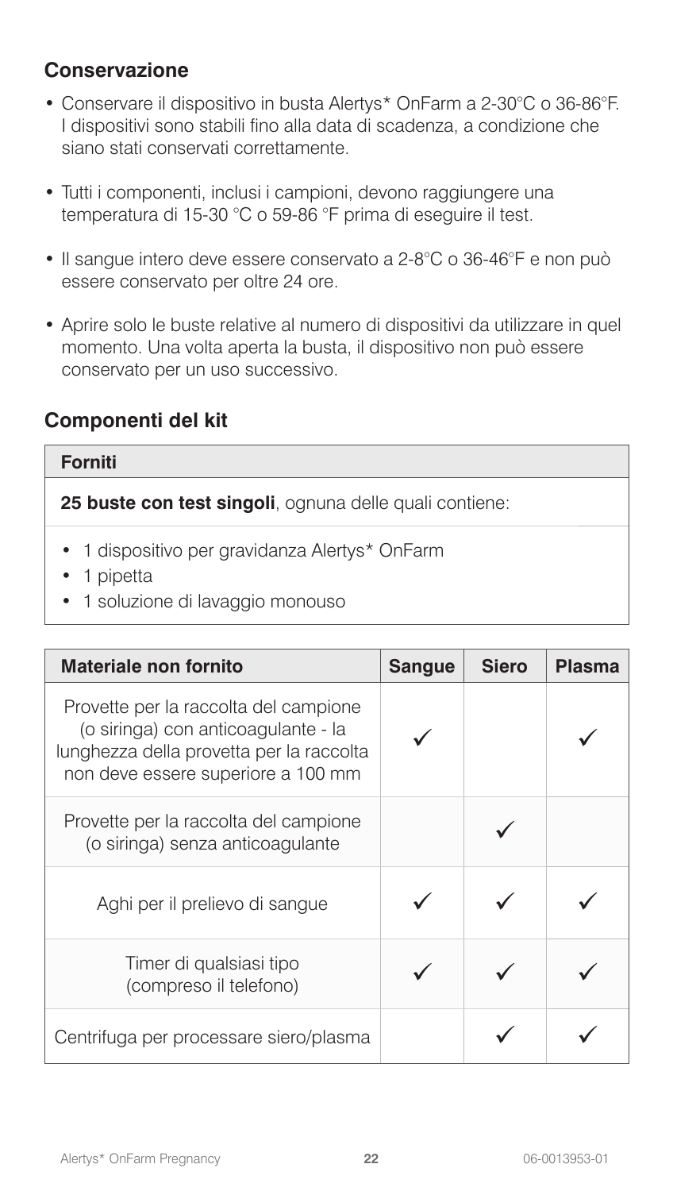## Conservazione

- Conservare il dispositivo in busta Alertys* OnFarm a 2-30°C o 36-86°F. I dispositivi sono stabili fino alla data di scadenza, a condizione che siano stati conservati correttamente.
- Tutti i componenti, inclusi i campioni, devono raggiungere una temperatura di 15-30 °C o 59-86 °F prima di eseguire il test.
- Il sangue intero deve essere conservato a 2-8°C o 36-46°F e non può essere conservato per oltre 24 ore.
- Aprire solo le buste relative al numero di dispositivi da utilizzare in quel momento. Una volta aperta la busta, il dispositivo non può essere conservato per un uso successivo.

## Componenti del kit

| **Forniti** |
| --- |
| **25 buste con test singoli**, ognuna delle quali contiene: |
| • 1 dispositivo per gravidanza Alertys* OnFarm<br>• 1 pipetta<br>• 1 soluzione di lavaggio monouso |

| Materiale non fornito | Sangue | Siero | Plasma |
| --- | --- | --- | --- |
| Provette per la raccolta del campione (o siringa) con anticoagulante - la lunghezza della provetta per la raccolta non deve essere superiore a 100 mm | ✓ | | ✓ |
| Provette per la raccolta del campione (o siringa) senza anticoagulante | | ✓ | |
| Aghi per il prelievo di sangue | ✓ | ✓ | ✓ |
| Timer di qualsiasi tipo (compreso il telefono) | ✓ | ✓ | ✓ |
| Centrifuga per processare siero/plasma | | ✓ | ✓ |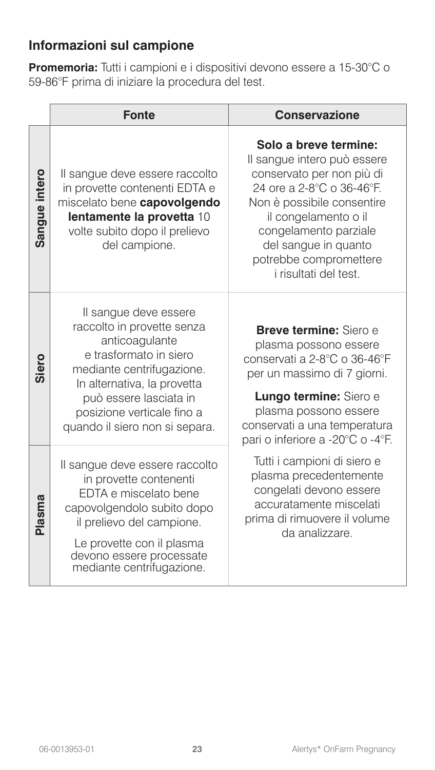## Informazioni sul campione

**Promemoria:** Tutti i campioni e i dispositivi devono essere a 15-30°C o 59-86°F prima di iniziare la procedura del test.

| | Fonte | Conservazione |
|---|---|---|
| **Sangue intero** | Il sangue deve essere raccolto in provette contenenti EDTA e miscelato bene **capovolgendo lentamente la provetta** 10 volte subito dopo il prelievo del campione. | **Solo a breve termine:** Il sangue intero può essere conservato per non più di 24 ore a 2-8°C o 36-46°F. Non è possibile consentire il congelamento o il congelamento parziale del sangue in quanto potrebbe compromettere i risultati del test. |
| **Siero** | Il sangue deve essere raccolto in provette senza anticoagulante e trasformato in siero mediante centrifugazione. In alternativa, la provetta può essere lasciata in posizione verticale fino a quando il siero non si separa. | **Breve termine:** Siero e plasma possono essere conservati a 2-8°C o 36-46°F per un massimo di 7 giorni. **Lungo termine:** Siero e plasma possono essere conservati a una temperatura pari o inferiore a -20°C o -4°F. Tutti i campioni di siero e plasma precedentemente congelati devono essere accuratamente miscelati prima di rimuovere il volume da analizzare. |
| **Plasma** | Il sangue deve essere raccolto in provette contenenti EDTA e miscelato bene capovolgendolo subito dopo il prelievo del campione. Le provette con il plasma devono essere processate mediante centrifugazione. | |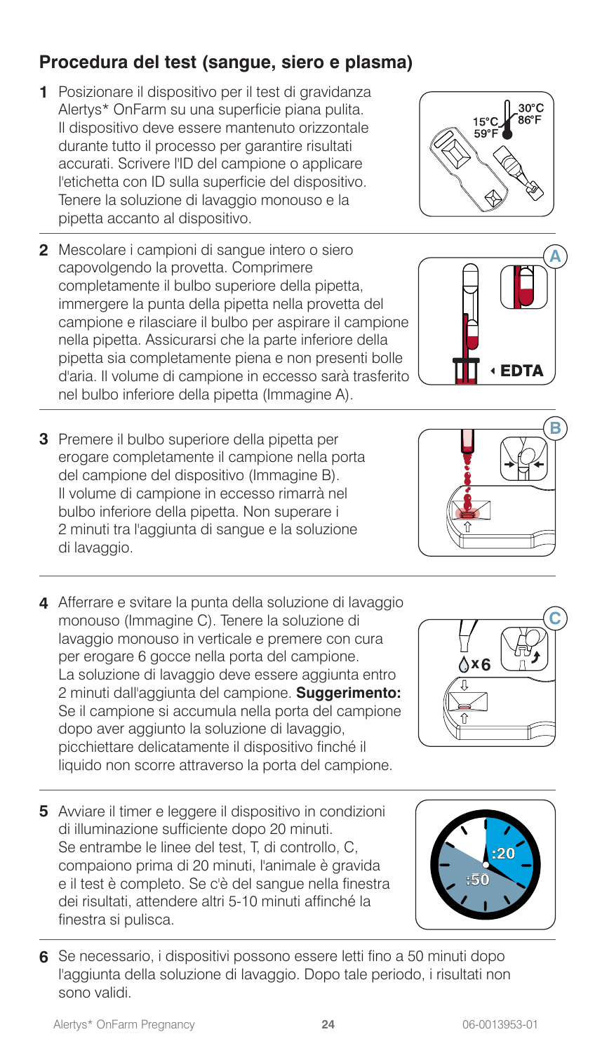## Procedura del test (sangue, siero e plasma)

1. Posizionare il dispositivo per il test di gravidanza Alertys* OnFarm su una superficie piana pulita. Il dispositivo deve essere mantenuto orizzontale durante tutto il processo per garantire risultati accurati. Scrivere l'ID del campione o applicare l'etichetta con ID sulla superficie del dispositivo. Tenere la soluzione di lavaggio monouso e la pipetta accanto al dispositivo.

2. Mescolare i campioni di sangue intero o siero capovolgendo la provetta. Comprimere completamente il bulbo superiore della pipetta, immergere la punta della pipetta nella provetta del campione e rilasciare il bulbo per aspirare il campione nella pipetta. Assicurarsi che la parte inferiore della pipetta sia completamente piena e non presenti bolle d'aria. Il volume di campione in eccesso sarà trasferito nel bulbo inferiore della pipetta (Immagine A).

3. Premere il bulbo superiore della pipetta per erogare completamente il campione nella porta del campione del dispositivo (Immagine B). Il volume di campione in eccesso rimarrà nel bulbo inferiore della pipetta. Non superare i 2 minuti tra l'aggiunta di sangue e la soluzione di lavaggio.

4. Afferrare e svitare la punta della soluzione di lavaggio monouso (Immagine C). Tenere la soluzione di lavaggio monouso in verticale e premere con cura per erogare 6 gocce nella porta del campione. La soluzione di lavaggio deve essere aggiunta entro 2 minuti dall'aggiunta del campione. **Suggerimento:** Se il campione si accumula nella porta del campione dopo aver aggiunto la soluzione di lavaggio, picchiettare delicatamente il dispositivo finché il liquido non scorre attraverso la porta del campione.

5. Avviare il timer e leggere il dispositivo in condizioni di illuminazione sufficiente dopo 20 minuti. Se entrambe le linee del test, T, di controllo, C, compaiono prima di 20 minuti, l'animale è gravida e il test è completo. Se c'è del sangue nella finestra dei risultati, attendere altri 5-10 minuti affinché la finestra si pulisca.

6. Se necessario, i dispositivi possono essere letti fino a 50 minuti dopo l'aggiunta della soluzione di lavaggio. Dopo tale periodo, i risultati non sono validi.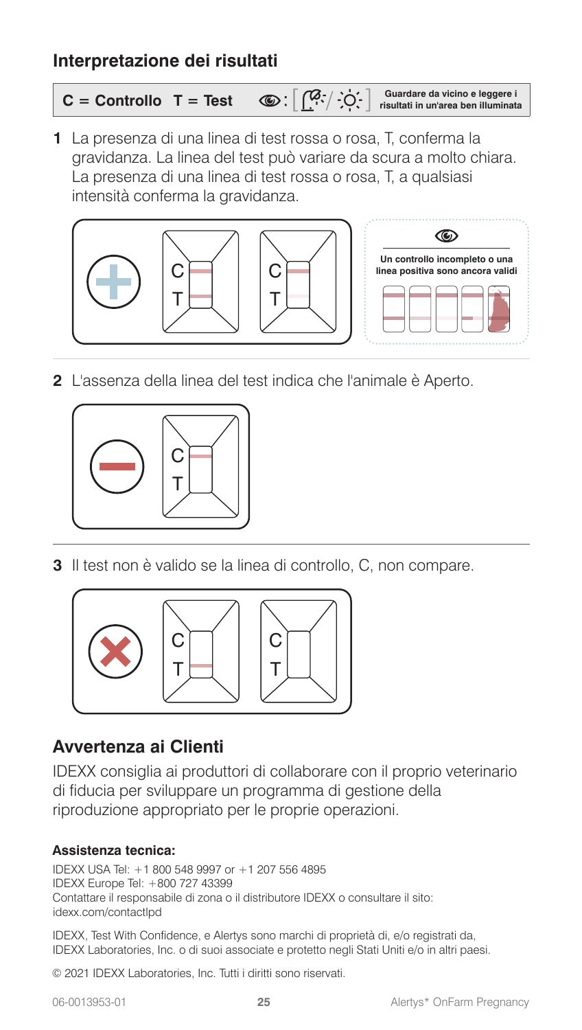## Interpretazione dei risultati

**C = Controllo T = Test**

**Guardare da vicino e leggere i risultati in un'area ben illuminata**

**1** La presenza di una linea di test rossa o rosa, T, conferma la gravidanza. La linea del test può variare da scura a molto chiara. La presenza di una linea di test rossa o rosa, T, a qualsiasi intensità conferma la gravidanza.

C
T

C
T

**Un controllo incompleto o una linea positiva sono ancora validi**

**2** L'assenza della linea del test indica che l'animale è Aperto.

C
T

**3** Il test non è valido se la linea di controllo, C, non compare.

C
T

C
T

## Avvertenza ai Clienti

IDEXX consiglia ai produttori di collaborare con il proprio veterinario di fiducia per sviluppare un programma di gestione della riproduzione appropriato per le proprie operazioni.

**Assistenza tecnica:**

IDEXX USA Tel: +1 800 548 9997 or +1 207 556 4895
IDEXX Europe Tel: +800 727 43399
Contattare il responsabile di zona o il distributore IDEXX o consultare il sito: idexx.com/contactlpd

IDEXX, Test With Confidence, e Alertys sono marchi di proprietà di, e/o registrati da, IDEXX Laboratories, Inc. o di suoi associate e protetto negli Stati Uniti e/o in altri paesi.

© 2021 IDEXX Laboratories, Inc. Tutti i diritti sono riservati.

06-0013953-01

Alertys* OnFarm Pregnancy